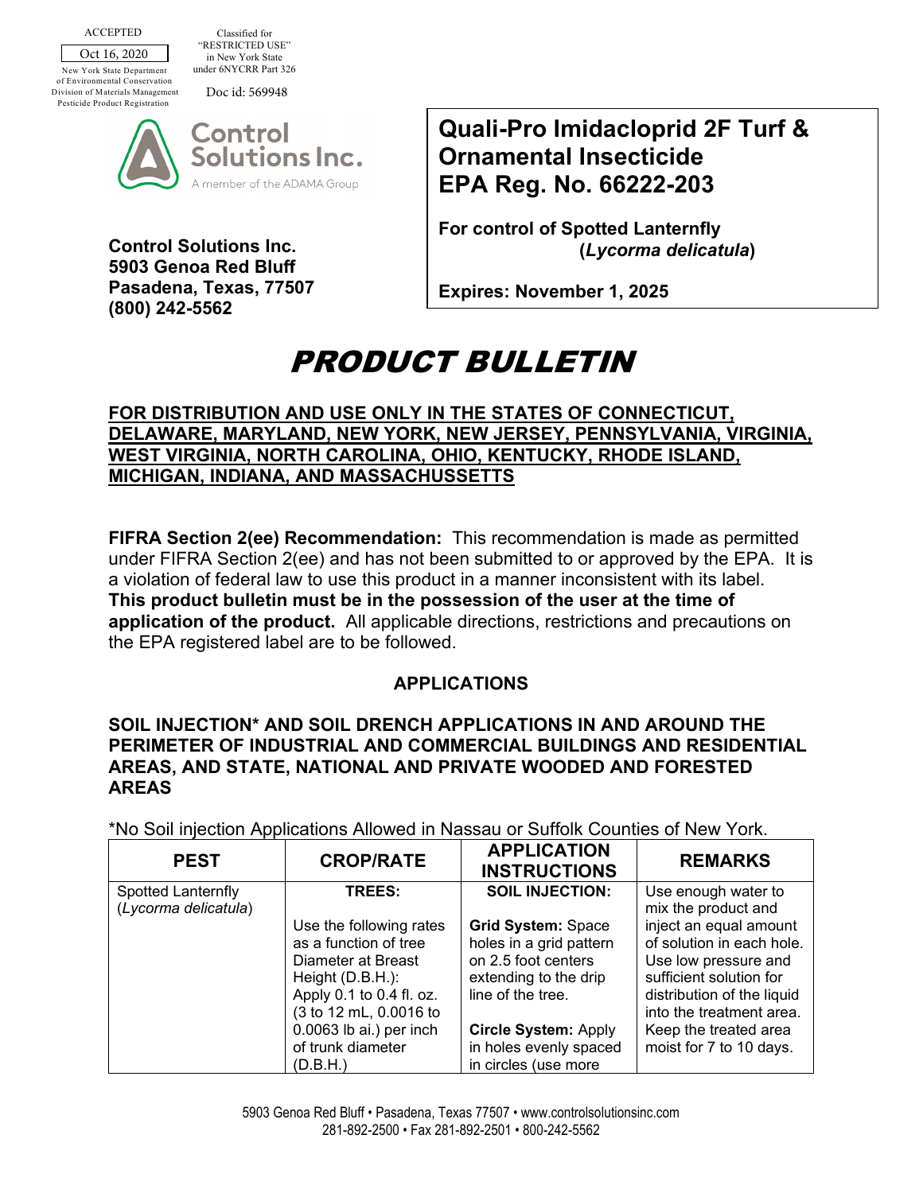ACCEPTED

Oct 16, 2020

New York State Department of Environmental Conservation
Division of Materials Management
Pesticide Product Registration

Classified for "RESTRICTED USE" in New York State under 6NYCRR Part 326

Doc id: 569948

Control Solutions Inc.
A member of the ADAMA Group

**Control Solutions Inc.**
**5903 Genoa Red Bluff**
**Pasadena, Texas, 77507**
**(800) 242-5562**

**Quali-Pro Imidacloprid 2F Turf & Ornamental Insecticide**
**EPA Reg. No. 66222-203**

**For control of Spotted Lanternfly (*Lycorma delicatula*)**

**Expires: November 1, 2025**

# *PRODUCT BULLETIN*

**FOR DISTRIBUTION AND USE ONLY IN THE STATES OF CONNECTICUT, DELAWARE, MARYLAND, NEW YORK, NEW JERSEY, PENNSYLVANIA, VIRGINIA, WEST VIRGINIA, NORTH CAROLINA, OHIO, KENTUCKY, RHODE ISLAND, MICHIGAN, INDIANA, AND MASSACHUSSETTS**

**FIFRA Section 2(ee) Recommendation:** This recommendation is made as permitted under FIFRA Section 2(ee) and has not been submitted to or approved by the EPA. It is a violation of federal law to use this product in a manner inconsistent with its label. **This product bulletin must be in the possession of the user at the time of application of the product.** All applicable directions, restrictions and precautions on the EPA registered label are to be followed.

## APPLICATIONS

### SOIL INJECTION* AND SOIL DRENCH APPLICATIONS IN AND AROUND THE PERIMETER OF INDUSTRIAL AND COMMERCIAL BUILDINGS AND RESIDENTIAL AREAS, AND STATE, NATIONAL AND PRIVATE WOODED AND FORESTED AREAS

*No Soil injection Applications Allowed in Nassau or Suffolk Counties of New York.

| PEST | CROP/RATE | APPLICATION INSTRUCTIONS | REMARKS |
|---|---|---|---|
| Spotted Lanternfly (*Lycorma delicatula*) | **TREES:**<br><br>Use the following rates as a function of tree Diameter at Breast Height (D.B.H.): Apply 0.1 to 0.4 fl. oz. (3 to 12 mL, 0.0016 to 0.0063 lb ai.) per inch of trunk diameter (D.B.H.) | **SOIL INJECTION:**<br><br>**Grid System:** Space holes in a grid pattern on 2.5 foot centers extending to the drip line of the tree.<br><br>**Circle System:** Apply in holes evenly spaced in circles (use more | Use enough water to mix the product and inject an equal amount of solution in each hole. Use low pressure and sufficient solution for distribution of the liquid into the treatment area. Keep the treated area moist for 7 to 10 days. |

5903 Genoa Red Bluff • Pasadena, Texas 77507 • www.controlsolutionsinc.com
281-892-2500 • Fax 281-892-2501 • 800-242-5562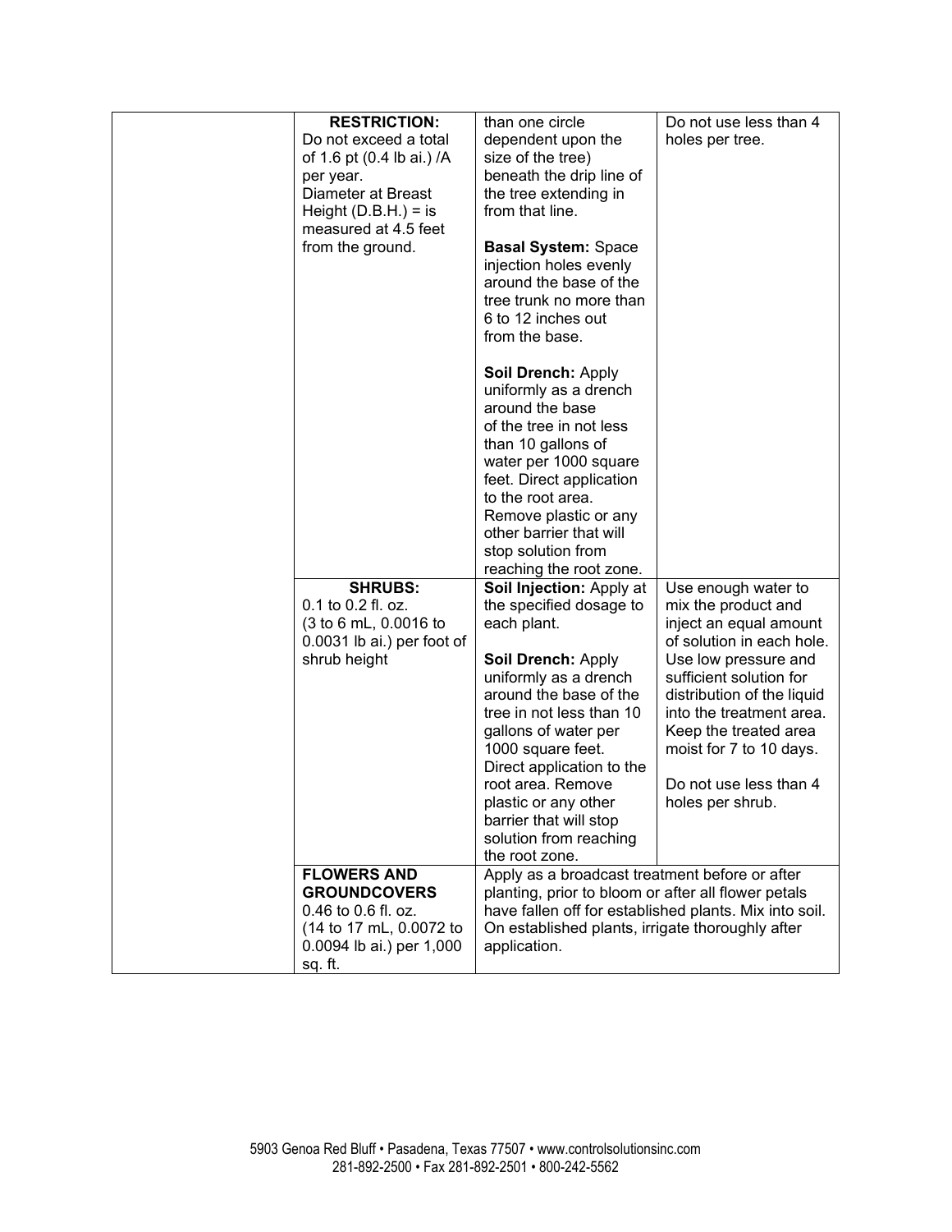| | | | |
|---|---|---|---|
| | **RESTRICTION:**<br>Do not exceed a total of 1.6 pt (0.4 lb ai.) /A per year.<br>Diameter at Breast Height (D.B.H.) = is measured at 4.5 feet from the ground. | than one circle dependent upon the size of the tree) beneath the drip line of the tree extending in from that line.<br><br>**Basal System:** Space injection holes evenly around the base of the tree trunk no more than 6 to 12 inches out from the base.<br><br>**Soil Drench:** Apply uniformly as a drench around the base of the tree in not less than 10 gallons of water per 1000 square feet. Direct application to the root area. Remove plastic or any other barrier that will stop solution from reaching the root zone. | Do not use less than 4 holes per tree. |
| | **SHRUBS:**<br>0.1 to 0.2 fl. oz.<br>(3 to 6 mL, 0.0016 to 0.0031 lb ai.) per foot of shrub height | **Soil Injection:** Apply at the specified dosage to each plant.<br><br>**Soil Drench:** Apply uniformly as a drench around the base of the tree in not less than 10 gallons of water per 1000 square feet. Direct application to the root area. Remove plastic or any other barrier that will stop solution from reaching the root zone. | Use enough water to mix the product and inject an equal amount of solution in each hole. Use low pressure and sufficient solution for distribution of the liquid into the treatment area. Keep the treated area moist for 7 to 10 days.<br><br>Do not use less than 4 holes per shrub. |
| | **FLOWERS AND GROUNDCOVERS**<br>0.46 to 0.6 fl. oz.<br>(14 to 17 mL, 0.0072 to 0.0094 lb ai.) per 1,000 sq. ft. | Apply as a broadcast treatment before or after planting, prior to bloom or after all flower petals have fallen off for established plants. Mix into soil. On established plants, irrigate thoroughly after application. | |

5903 Genoa Red Bluff • Pasadena, Texas 77507 • www.controlsolutionsinc.com
281-892-2500 • Fax 281-892-2501 • 800-242-5562